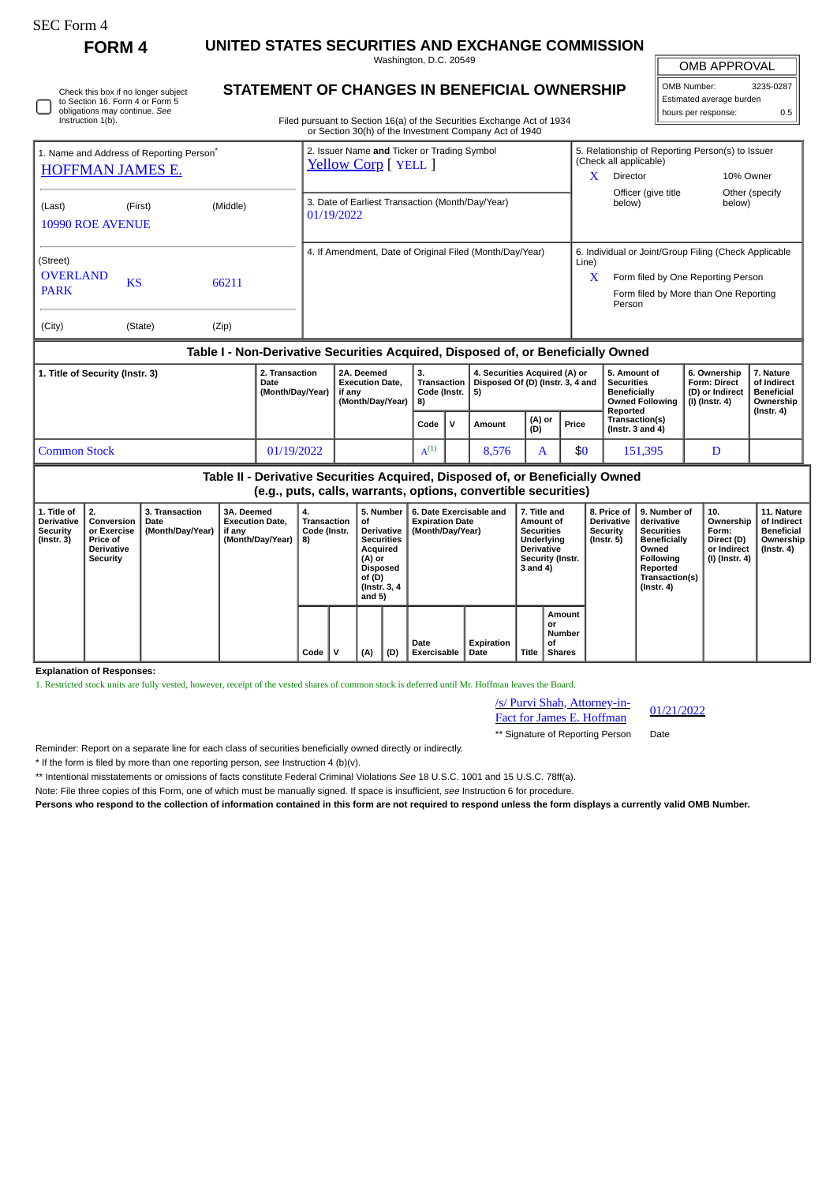SEC Form 4

# FORM 4

## UNITED STATES SECURITIES AND EXCHANGE COMMISSION

Washington, D.C. 20549

## STATEMENT OF CHANGES IN BENEFICIAL OWNERSHIP

Filed pursuant to Section 16(a) of the Securities Exchange Act of 1934 or Section 30(h) of the Investment Company Act of 1940

| OMB APPROVAL | |
|---|---|
| OMB Number: | 3235-0287 |
| Estimated average burden | |
| hours per response: | 0.5 |

☐ Check this box if no longer subject to Section 16. Form 4 or Form 5 obligations may continue. *See* Instruction 1(b).

1. Name and Address of Reporting Person*
HOFFMAN JAMES E.

(Last) (First) (Middle)
10990 ROE AVENUE

(Street)
OVERLAND PARK KS 66211

(City) (State) (Zip)

2. Issuer Name **and** Ticker or Trading Symbol
Yellow Corp [ YELL ]

3. Date of Earliest Transaction (Month/Day/Year)
01/19/2022

4. If Amendment, Date of Original Filed (Month/Day/Year)

5. Relationship of Reporting Person(s) to Issuer (Check all applicable)
X Director
10% Owner
Officer (give title below)
Other (specify below)

6. Individual or Joint/Group Filing (Check Applicable Line)
X Form filed by One Reporting Person
Form filed by More than One Reporting Person

### Table I - Non-Derivative Securities Acquired, Disposed of, or Beneficially Owned

| 1. Title of Security (Instr. 3) | 2. Transaction Date (Month/Day/Year) | 2A. Deemed Execution Date, if any (Month/Day/Year) | 3. Transaction Code (Instr. 8) | | 4. Securities Acquired (A) or Disposed Of (D) (Instr. 3, 4 and 5) | | | 5. Amount of Securities Beneficially Owned Following Reported Transaction(s) (Instr. 3 and 4) | 6. Ownership Form: Direct (D) or Indirect (I) (Instr. 4) | 7. Nature of Indirect Beneficial Ownership (Instr. 4) |
|---|---|---|---|---|---|---|---|---|---|---|
| | | | Code | V | Amount | (A) or (D) | Price | | | |
| Common Stock | 01/19/2022 | | A[(1)] | | 8,576 | A | $0 | 151,395 | D | |

### Table II - Derivative Securities Acquired, Disposed of, or Beneficially Owned (e.g., puts, calls, warrants, options, convertible securities)

| 1. Title of Derivative Security (Instr. 3) | 2. Conversion or Exercise Price of Derivative Security | 3. Transaction Date (Month/Day/Year) | 3A. Deemed Execution Date, if any (Month/Day/Year) | 4. Transaction Code (Instr. 8) | | 5. Number of Derivative Securities Acquired (A) or Disposed of (D) (Instr. 3, 4 and 5) | | 6. Date Exercisable and Expiration Date (Month/Day/Year) | | 7. Title and Amount of Securities Underlying Derivative Security (Instr. 3 and 4) | | 8. Price of Derivative Security (Instr. 5) | 9. Number of derivative Securities Beneficially Owned Following Reported Transaction(s) (Instr. 4) | 10. Ownership Form: Direct (D) or Indirect (I) (Instr. 4) | 11. Nature of Indirect Beneficial Ownership (Instr. 4) |
|---|---|---|---|---|---|---|---|---|---|---|---|---|---|---|---|
| | | | | Code | V | (A) | (D) | Date Exercisable | Expiration Date | Title | Amount or Number of Shares | | | | |

**Explanation of Responses:**

1. Restricted stock units are fully vested, however, receipt of the vested shares of common stock is deferred until Mr. Hoffman leaves the Board.

/s/ Purvi Shah, Attorney-in-Fact for James E. Hoffman — 01/21/2022

** Signature of Reporting Person — Date

Reminder: Report on a separate line for each class of securities beneficially owned directly or indirectly.

* If the form is filed by more than one reporting person, *see* Instruction 4 (b)(v).

** Intentional misstatements or omissions of facts constitute Federal Criminal Violations *See* 18 U.S.C. 1001 and 15 U.S.C. 78ff(a).

Note: File three copies of this Form, one of which must be manually signed. If space is insufficient, *see* Instruction 6 for procedure.

**Persons who respond to the collection of information contained in this form are not required to respond unless the form displays a currently valid OMB Number.**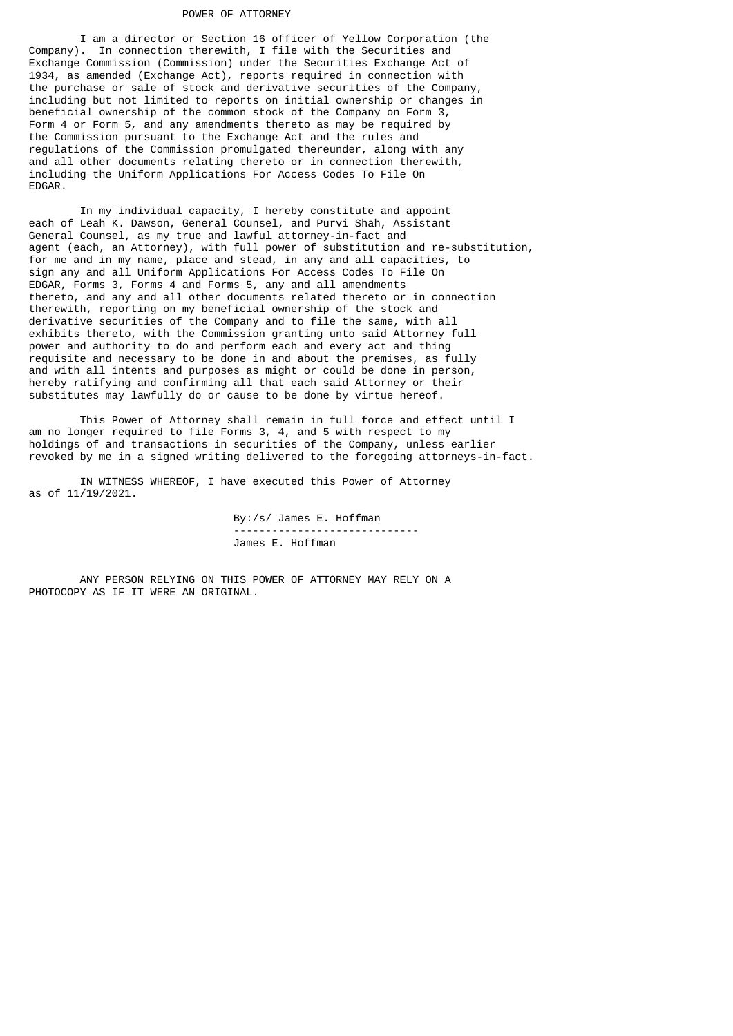# POWER OF ATTORNEY

I am a director or Section 16 officer of Yellow Corporation (the Company). In connection therewith, I file with the Securities and Exchange Commission (Commission) under the Securities Exchange Act of 1934, as amended (Exchange Act), reports required in connection with the purchase or sale of stock and derivative securities of the Company, including but not limited to reports on initial ownership or changes in beneficial ownership of the common stock of the Company on Form 3, Form 4 or Form 5, and any amendments thereto as may be required by the Commission pursuant to the Exchange Act and the rules and regulations of the Commission promulgated thereunder, along with any and all other documents relating thereto or in connection therewith, including the Uniform Applications For Access Codes To File On EDGAR.

In my individual capacity, I hereby constitute and appoint each of Leah K. Dawson, General Counsel, and Purvi Shah, Assistant General Counsel, as my true and lawful attorney-in-fact and agent (each, an Attorney), with full power of substitution and re-substitution, for me and in my name, place and stead, in any and all capacities, to sign any and all Uniform Applications For Access Codes To File On EDGAR, Forms 3, Forms 4 and Forms 5, any and all amendments thereto, and any and all other documents related thereto or in connection therewith, reporting on my beneficial ownership of the stock and derivative securities of the Company and to file the same, with all exhibits thereto, with the Commission granting unto said Attorney full power and authority to do and perform each and every act and thing requisite and necessary to be done in and about the premises, as fully and with all intents and purposes as might or could be done in person, hereby ratifying and confirming all that each said Attorney or their substitutes may lawfully do or cause to be done by virtue hereof.

This Power of Attorney shall remain in full force and effect until I am no longer required to file Forms 3, 4, and 5 with respect to my holdings of and transactions in securities of the Company, unless earlier revoked by me in a signed writing delivered to the foregoing attorneys-in-fact.

IN WITNESS WHEREOF, I have executed this Power of Attorney as of 11/19/2021.

By:/s/ James E. Hoffman
-----------------------------
James E. Hoffman

ANY PERSON RELYING ON THIS POWER OF ATTORNEY MAY RELY ON A PHOTOCOPY AS IF IT WERE AN ORIGINAL.